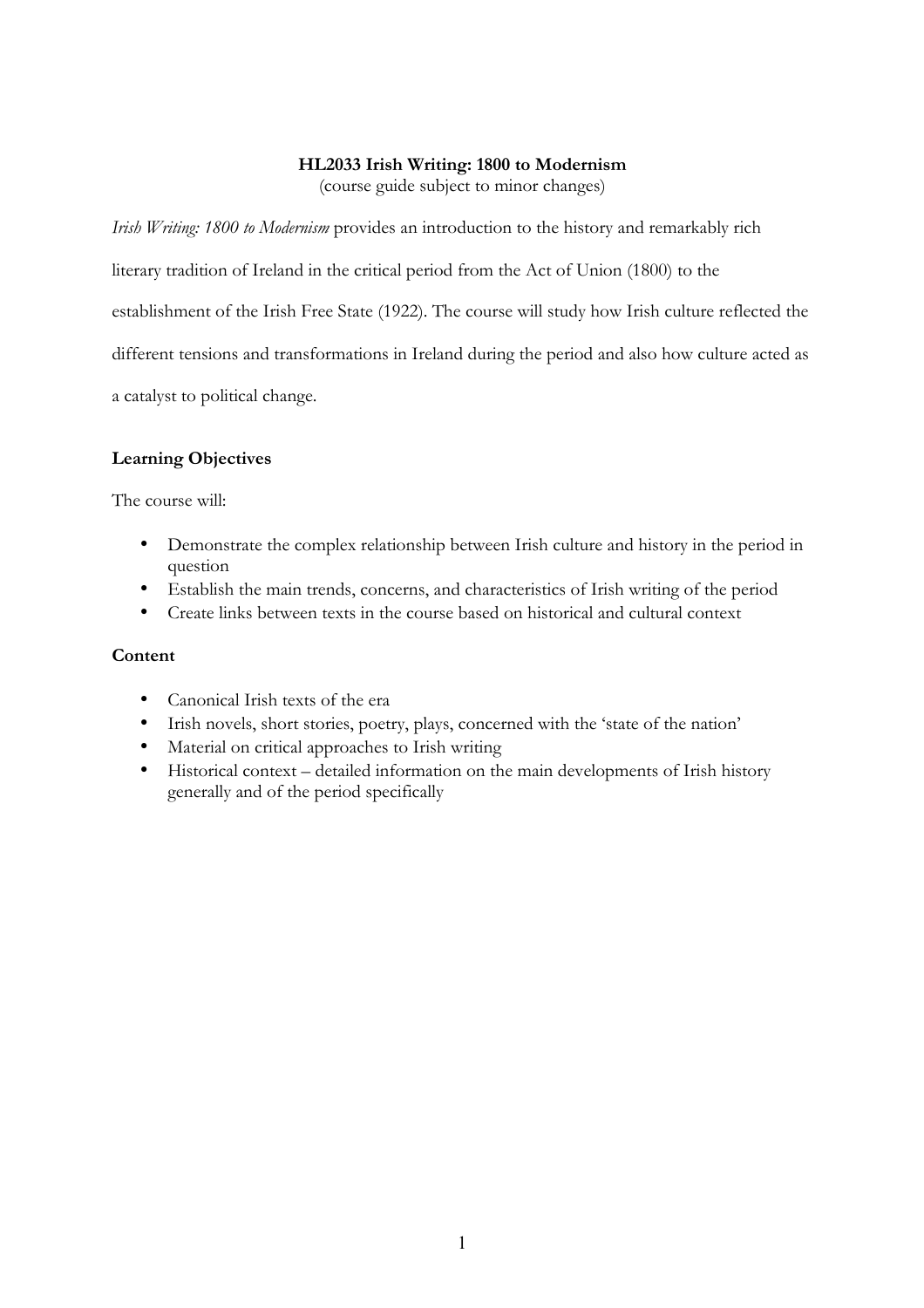# HL2033 Irish Writing: 1800 to Modernism

(course guide subject to minor changes)

*Irish Writing: 1800 to Modernism* provides an introduction to the history and remarkably rich literary tradition of Ireland in the critical period from the Act of Union (1800) to the establishment of the Irish Free State (1922). The course will study how Irish culture reflected the different tensions and transformations in Ireland during the period and also how culture acted as a catalyst to political change.

## Learning Objectives

The course will:

- Demonstrate the complex relationship between Irish culture and history in the period in question
- Establish the main trends, concerns, and characteristics of Irish writing of the period
- Create links between texts in the course based on historical and cultural context

## Content

- Canonical Irish texts of the era
- Irish novels, short stories, poetry, plays, concerned with the 'state of the nation'
- Material on critical approaches to Irish writing
- Historical context – detailed information on the main developments of Irish history generally and of the period specifically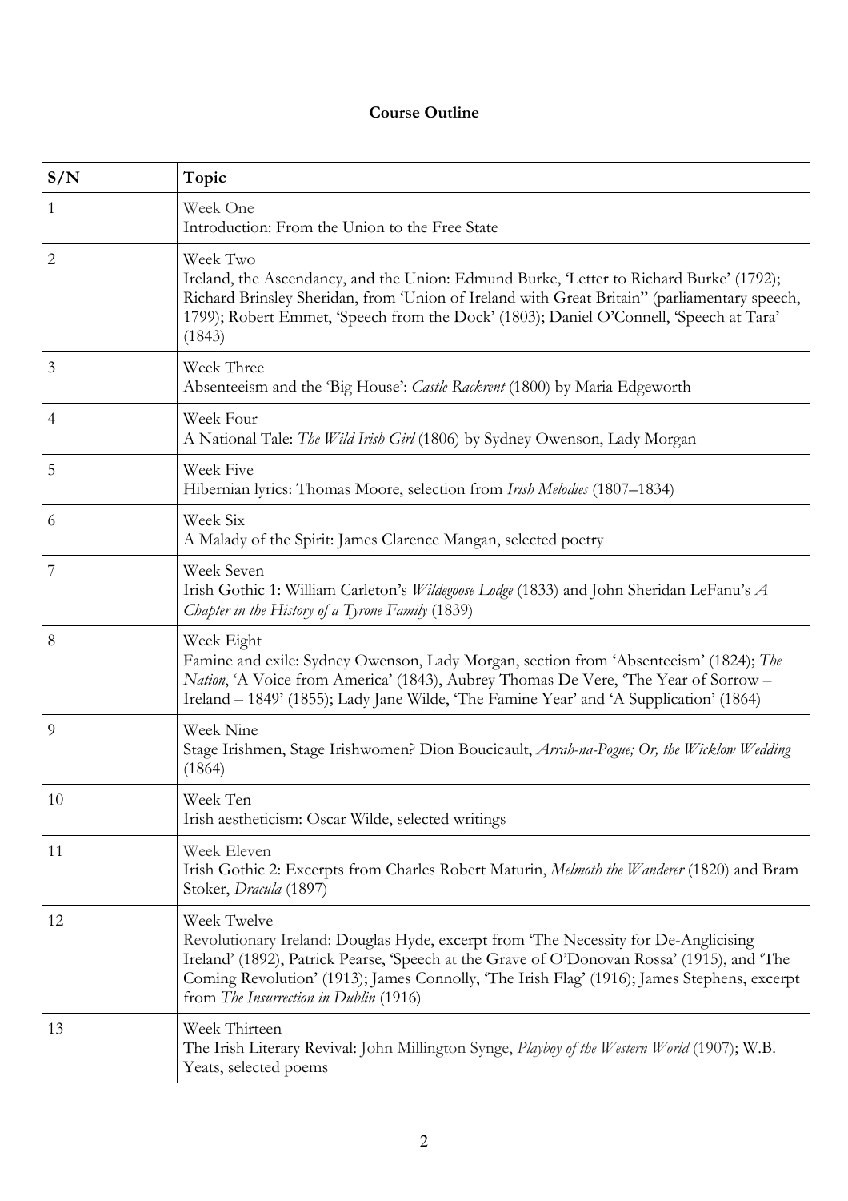**Course Outline**

| S/N | Topic |
|---|---|
| 1 | Week One<br>Introduction: From the Union to the Free State |
| 2 | Week Two<br>Ireland, the Ascendancy, and the Union: Edmund Burke, 'Letter to Richard Burke' (1792); Richard Brinsley Sheridan, from 'Union of Ireland with Great Britain" (parliamentary speech, 1799); Robert Emmet, 'Speech from the Dock' (1803); Daniel O'Connell, 'Speech at Tara' (1843) |
| 3 | Week Three<br>Absenteeism and the 'Big House': *Castle Rackrent* (1800) by Maria Edgeworth |
| 4 | Week Four<br>A National Tale: *The Wild Irish Girl* (1806) by Sydney Owenson, Lady Morgan |
| 5 | Week Five<br>Hibernian lyrics: Thomas Moore, selection from *Irish Melodies* (1807–1834) |
| 6 | Week Six<br>A Malady of the Spirit: James Clarence Mangan, selected poetry |
| 7 | Week Seven<br>Irish Gothic 1: William Carleton's *Wildegoose Lodge* (1833) and John Sheridan LeFanu's *A Chapter in the History of a Tyrone Family* (1839) |
| 8 | Week Eight<br>Famine and exile: Sydney Owenson, Lady Morgan, section from 'Absenteeism' (1824); *The Nation*, 'A Voice from America' (1843), Aubrey Thomas De Vere, 'The Year of Sorrow – Ireland – 1849' (1855); Lady Jane Wilde, 'The Famine Year' and 'A Supplication' (1864) |
| 9 | Week Nine<br>Stage Irishmen, Stage Irishwomen? Dion Boucicault, *Arrah-na-Pogue; Or, the Wicklow Wedding* (1864) |
| 10 | Week Ten<br>Irish aestheticism: Oscar Wilde, selected writings |
| 11 | Week Eleven<br>Irish Gothic 2: Excerpts from Charles Robert Maturin, *Melmoth the Wanderer* (1820) and Bram Stoker, *Dracula* (1897) |
| 12 | Week Twelve<br>Revolutionary Ireland: Douglas Hyde, excerpt from 'The Necessity for De-Anglicising Ireland' (1892), Patrick Pearse, 'Speech at the Grave of O'Donovan Rossa' (1915), and 'The Coming Revolution' (1913); James Connolly, 'The Irish Flag' (1916); James Stephens, excerpt from *The Insurrection in Dublin* (1916) |
| 13 | Week Thirteen<br>The Irish Literary Revival: John Millington Synge, *Playboy of the Western World* (1907); W.B. Yeats, selected poems |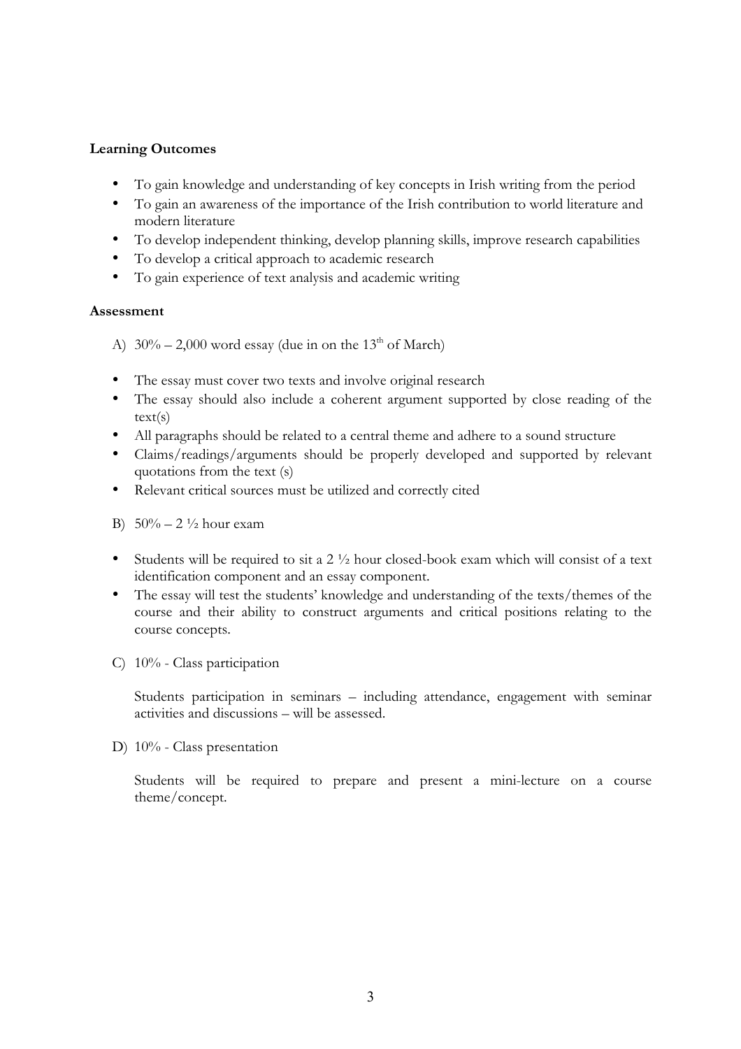**Learning Outcomes**

- To gain knowledge and understanding of key concepts in Irish writing from the period
- To gain an awareness of the importance of the Irish contribution to world literature and modern literature
- To develop independent thinking, develop planning skills, improve research capabilities
- To develop a critical approach to academic research
- To gain experience of text analysis and academic writing

**Assessment**

A) 30% – 2,000 word essay (due in on the 13th of March)

- The essay must cover two texts and involve original research
- The essay should also include a coherent argument supported by close reading of the text(s)
- All paragraphs should be related to a central theme and adhere to a sound structure
- Claims/readings/arguments should be properly developed and supported by relevant quotations from the text (s)
- Relevant critical sources must be utilized and correctly cited

B) 50% – 2 ½ hour exam

- Students will be required to sit a 2 ½ hour closed-book exam which will consist of a text identification component and an essay component.
- The essay will test the students' knowledge and understanding of the texts/themes of the course and their ability to construct arguments and critical positions relating to the course concepts.

C) 10% - Class participation

Students participation in seminars – including attendance, engagement with seminar activities and discussions – will be assessed.

D) 10% - Class presentation

Students will be required to prepare and present a mini-lecture on a course theme/concept.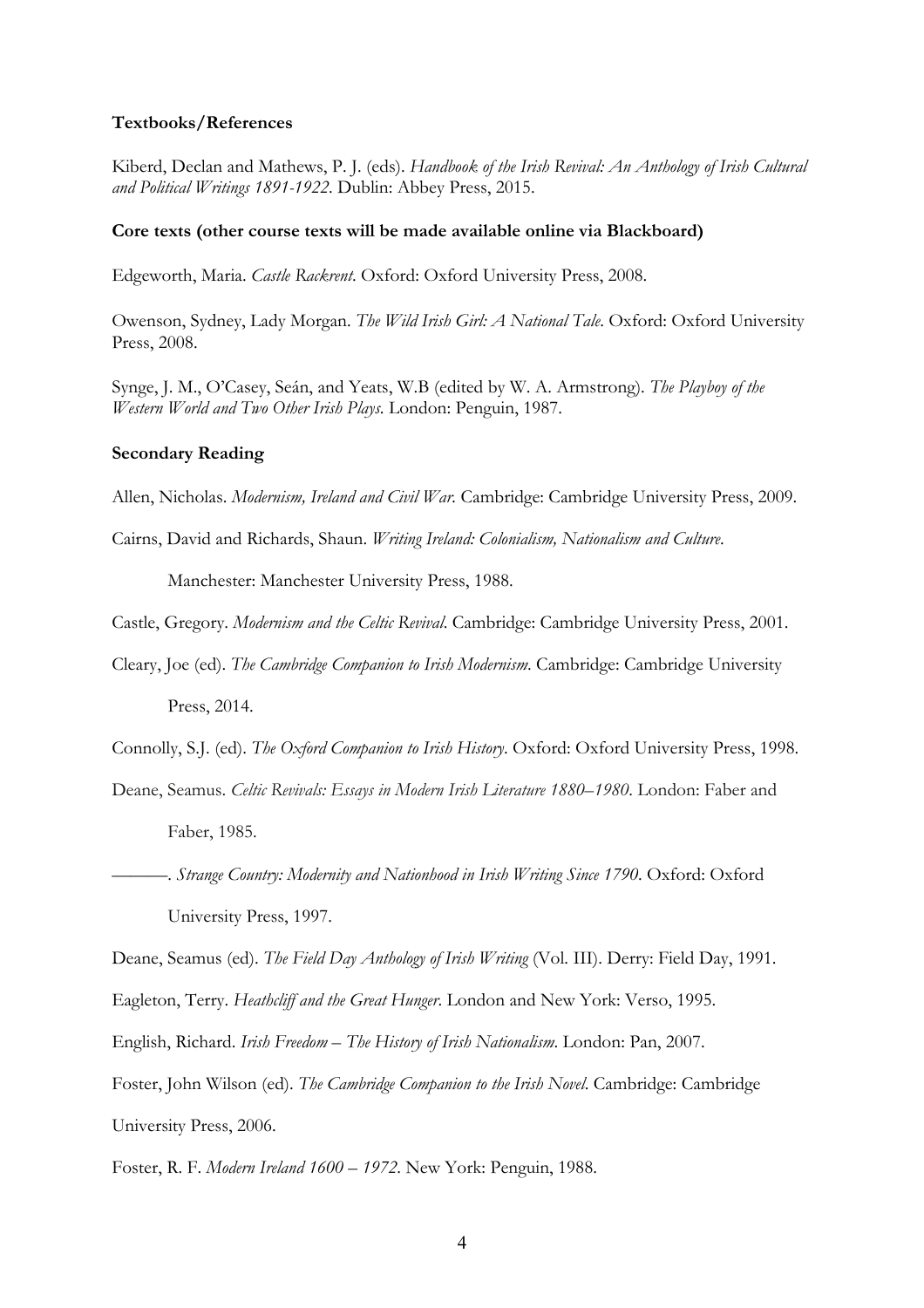**Textbooks/References**

Kiberd, Declan and Mathews, P. J. (eds). *Handbook of the Irish Revival: An Anthology of Irish Cultural and Political Writings 1891-1922*. Dublin: Abbey Press, 2015.

**Core texts (other course texts will be made available online via Blackboard)**

Edgeworth, Maria. *Castle Rackrent*. Oxford: Oxford University Press, 2008.

Owenson, Sydney, Lady Morgan. *The Wild Irish Girl: A National Tale*. Oxford: Oxford University Press, 2008.

Synge, J. M., O'Casey, Seán, and Yeats, W.B (edited by W. A. Armstrong). *The Playboy of the Western World and Two Other Irish Plays*. London: Penguin, 1987.

**Secondary Reading**

Allen, Nicholas. *Modernism, Ireland and Civil War*. Cambridge: Cambridge University Press, 2009.

Cairns, David and Richards, Shaun. *Writing Ireland: Colonialism, Nationalism and Culture*. Manchester: Manchester University Press, 1988.

Castle, Gregory. *Modernism and the Celtic Revival*. Cambridge: Cambridge University Press, 2001.

Cleary, Joe (ed). *The Cambridge Companion to Irish Modernism*. Cambridge: Cambridge University Press, 2014.

Connolly, S.J. (ed). *The Oxford Companion to Irish History*. Oxford: Oxford University Press, 1998.

Deane, Seamus. *Celtic Revivals: Essays in Modern Irish Literature 1880–1980*. London: Faber and Faber, 1985.

———. *Strange Country: Modernity and Nationhood in Irish Writing Since 1790*. Oxford: Oxford University Press, 1997.

Deane, Seamus (ed). *The Field Day Anthology of Irish Writing* (Vol. III). Derry: Field Day, 1991.

Eagleton, Terry. *Heathcliff and the Great Hunger*. London and New York: Verso, 1995.

English, Richard. *Irish Freedom – The History of Irish Nationalism*. London: Pan, 2007.

Foster, John Wilson (ed). *The Cambridge Companion to the Irish Novel*. Cambridge: Cambridge University Press, 2006.

Foster, R. F. *Modern Ireland 1600 – 1972*. New York: Penguin, 1988.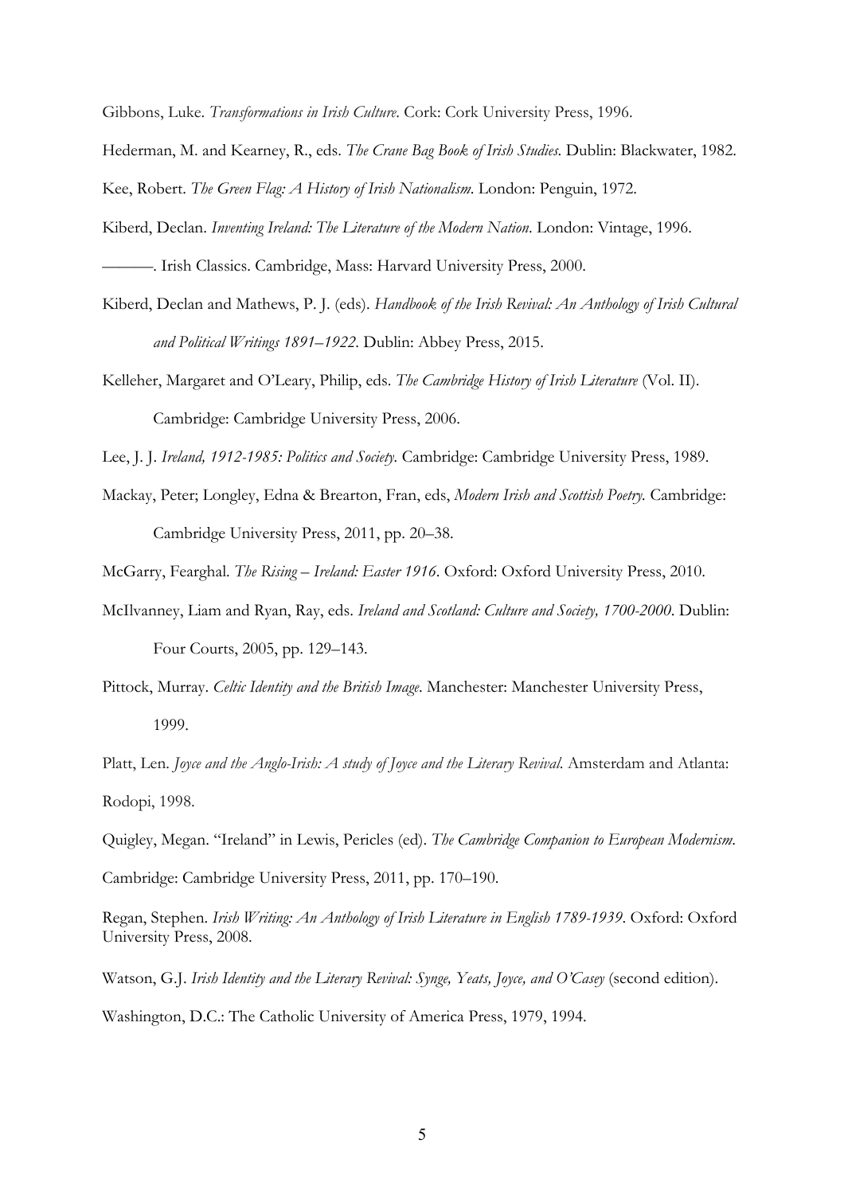Gibbons, Luke. *Transformations in Irish Culture*. Cork: Cork University Press, 1996.

Hederman, M. and Kearney, R., eds. *The Crane Bag Book of Irish Studies*. Dublin: Blackwater, 1982.

Kee, Robert. *The Green Flag: A History of Irish Nationalism*. London: Penguin, 1972.

Kiberd, Declan. *Inventing Ireland: The Literature of the Modern Nation*. London: Vintage, 1996.

———. Irish Classics. Cambridge, Mass: Harvard University Press, 2000.

Kiberd, Declan and Mathews, P. J. (eds). *Handbook of the Irish Revival: An Anthology of Irish Cultural and Political Writings 1891–1922*. Dublin: Abbey Press, 2015.

Kelleher, Margaret and O'Leary, Philip, eds. *The Cambridge History of Irish Literature* (Vol. II). Cambridge: Cambridge University Press, 2006.

Lee, J. J. *Ireland, 1912-1985: Politics and Society.* Cambridge: Cambridge University Press, 1989.

Mackay, Peter; Longley, Edna & Brearton, Fran, eds, *Modern Irish and Scottish Poetry.* Cambridge: Cambridge University Press, 2011, pp. 20–38.

McGarry, Fearghal. *The Rising – Ireland: Easter 1916*. Oxford: Oxford University Press, 2010.

McIlvanney, Liam and Ryan, Ray, eds. *Ireland and Scotland: Culture and Society, 1700-2000*. Dublin: Four Courts, 2005, pp. 129–143.

Pittock, Murray. *Celtic Identity and the British Image*. Manchester: Manchester University Press, 1999.

Platt, Len. *Joyce and the Anglo-Irish: A study of Joyce and the Literary Revival.* Amsterdam and Atlanta: Rodopi, 1998.

Quigley, Megan. "Ireland" in Lewis, Pericles (ed). *The Cambridge Companion to European Modernism*. Cambridge: Cambridge University Press, 2011, pp. 170–190.

Regan, Stephen. *Irish Writing: An Anthology of Irish Literature in English 1789-1939*. Oxford: Oxford University Press, 2008.

Watson, G.J. *Irish Identity and the Literary Revival: Synge, Yeats, Joyce, and O'Casey* (second edition). Washington, D.C.: The Catholic University of America Press, 1979, 1994.